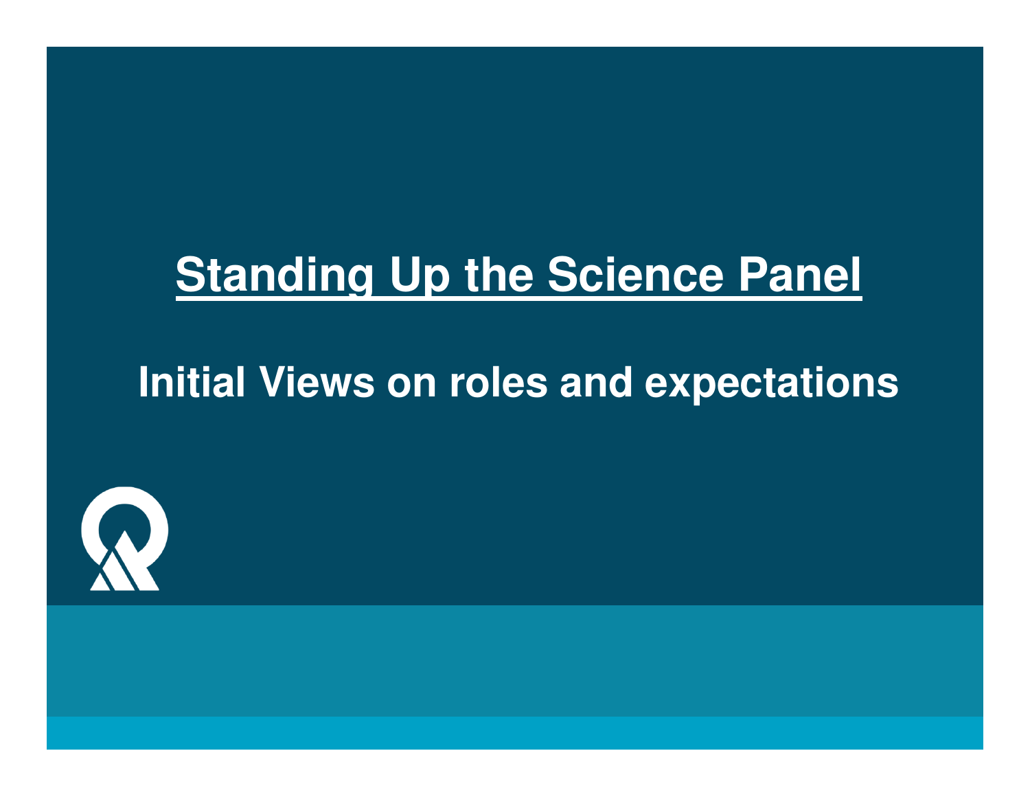# Standing Up the Science Panel

## Initial Views on roles and expectations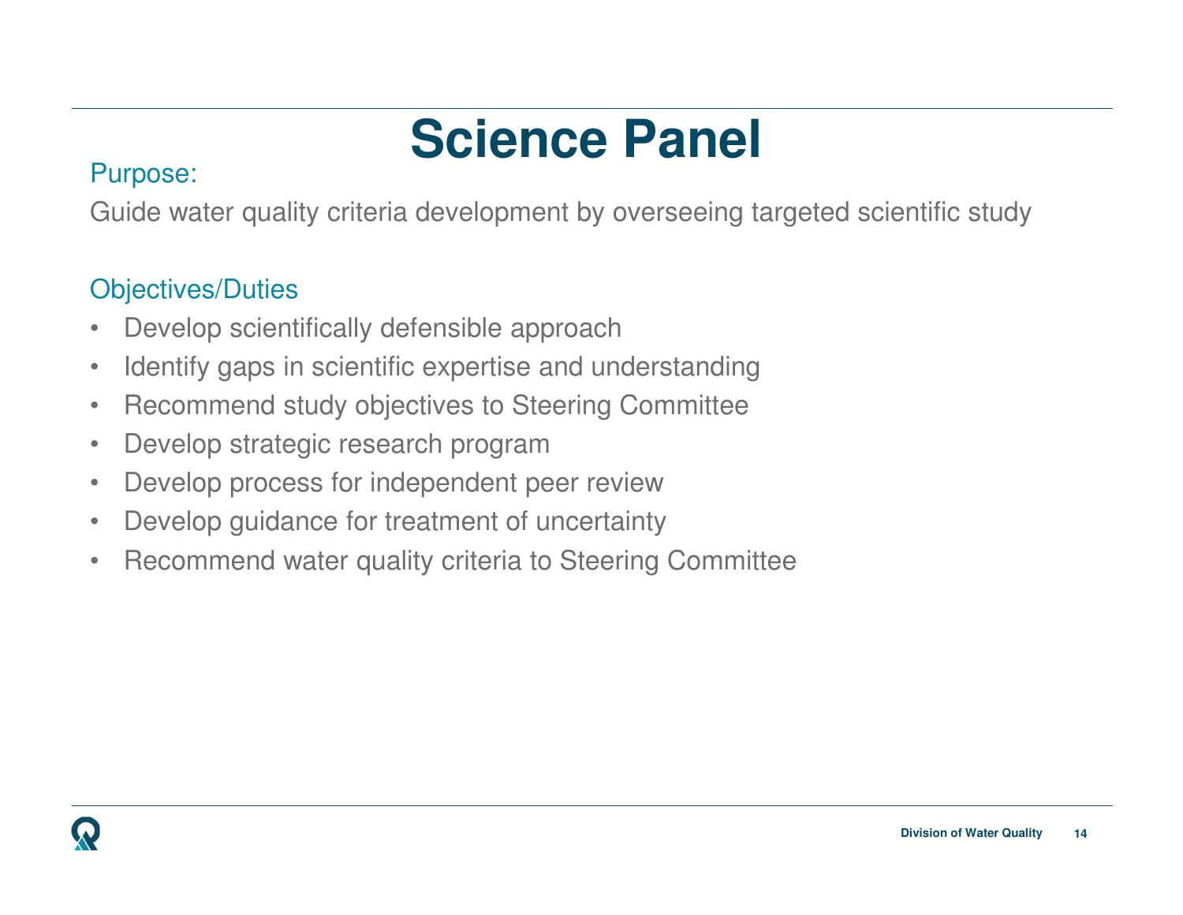# Science Panel

Purpose:

Guide water quality criteria development by overseeing targeted scientific study

Objectives/Duties

- Develop scientifically defensible approach
- Identify gaps in scientific expertise and understanding
- Recommend study objectives to Steering Committee
- Develop strategic research program
- Develop process for independent peer review
- Develop guidance for treatment of uncertainty
- Recommend water quality criteria to Steering Committee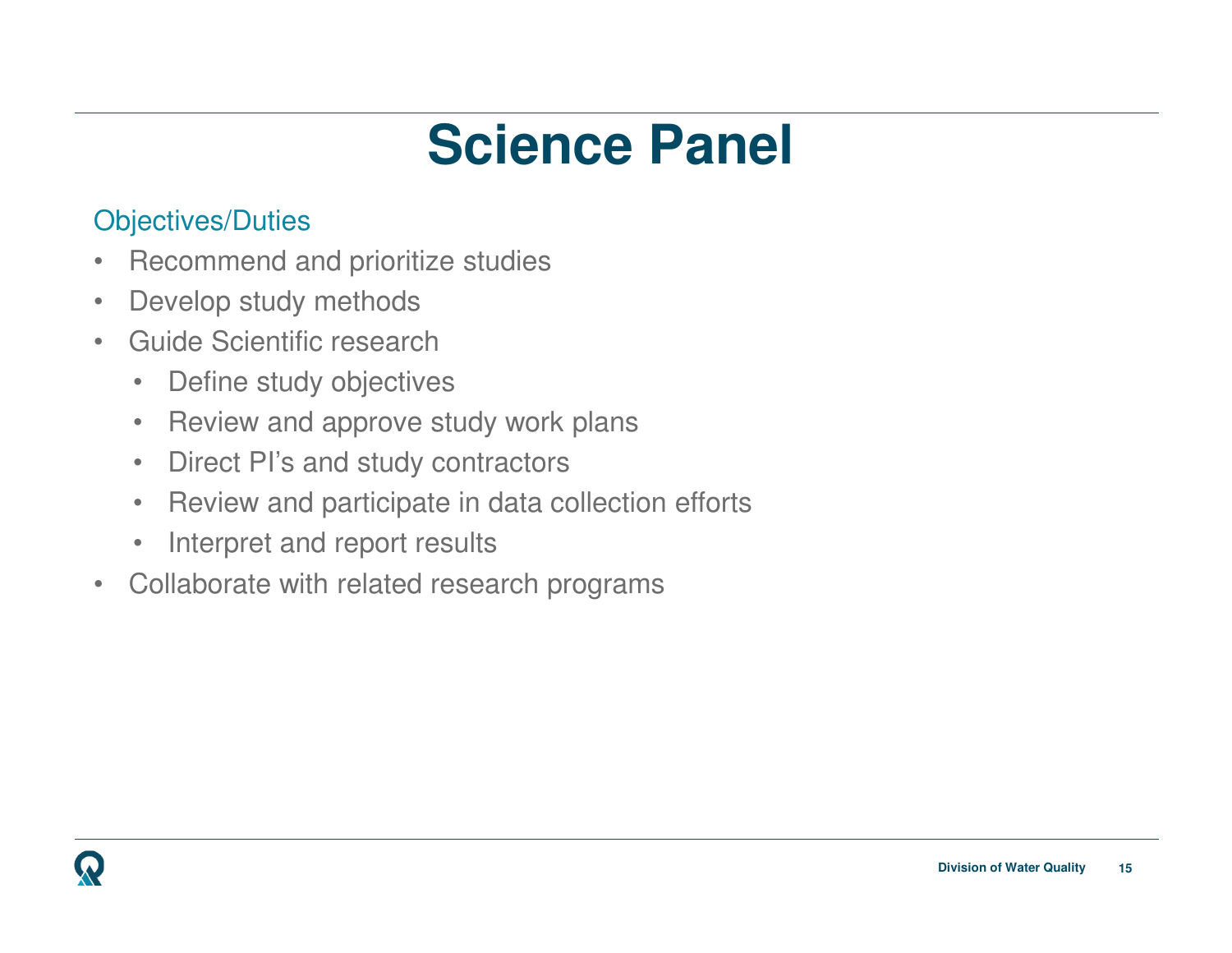# Science Panel

Objectives/Duties

- Recommend and prioritize studies
- Develop study methods
- Guide Scientific research
  - Define study objectives
  - Review and approve study work plans
  - Direct PI's and study contractors
  - Review and participate in data collection efforts
  - Interpret and report results
- Collaborate with related research programs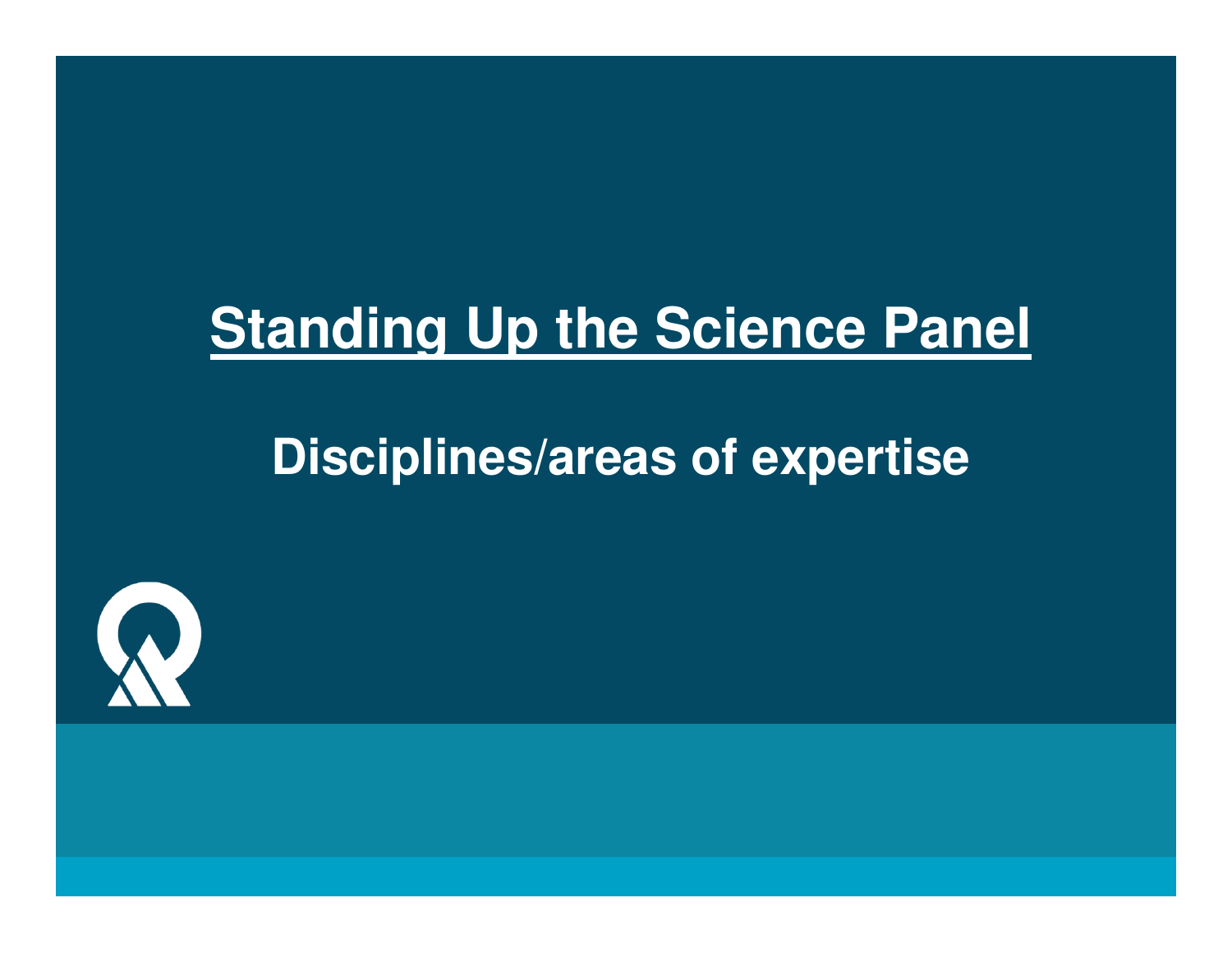# Standing Up the Science Panel

## Disciplines/areas of expertise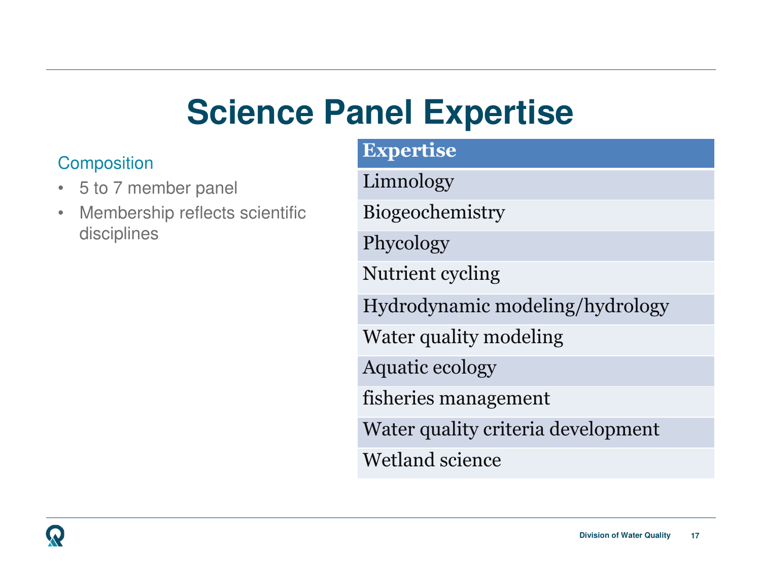# Science Panel Expertise

Composition

- 5 to 7 member panel
- Membership reflects scientific disciplines

| Expertise |
|---|
| Limnology |
| Biogeochemistry |
| Phycology |
| Nutrient cycling |
| Hydrodynamic modeling/hydrology |
| Water quality modeling |
| Aquatic ecology |
| fisheries management |
| Water quality criteria development |
| Wetland science |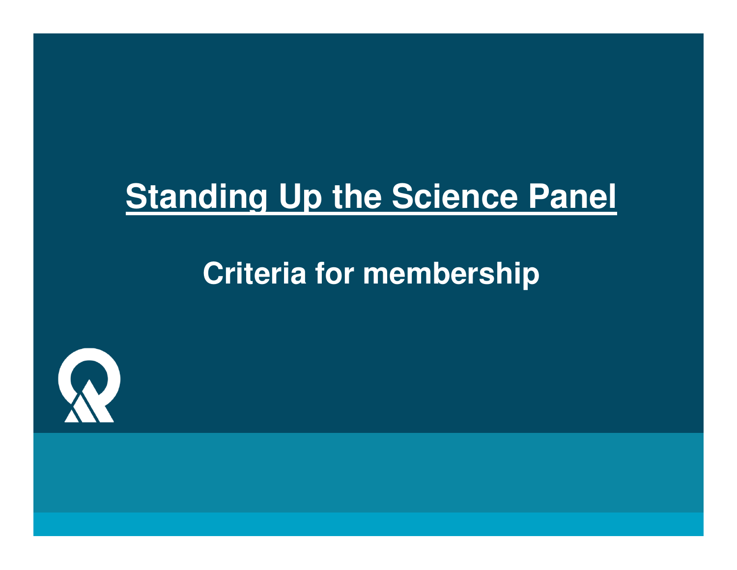# Standing Up the Science Panel

## Criteria for membership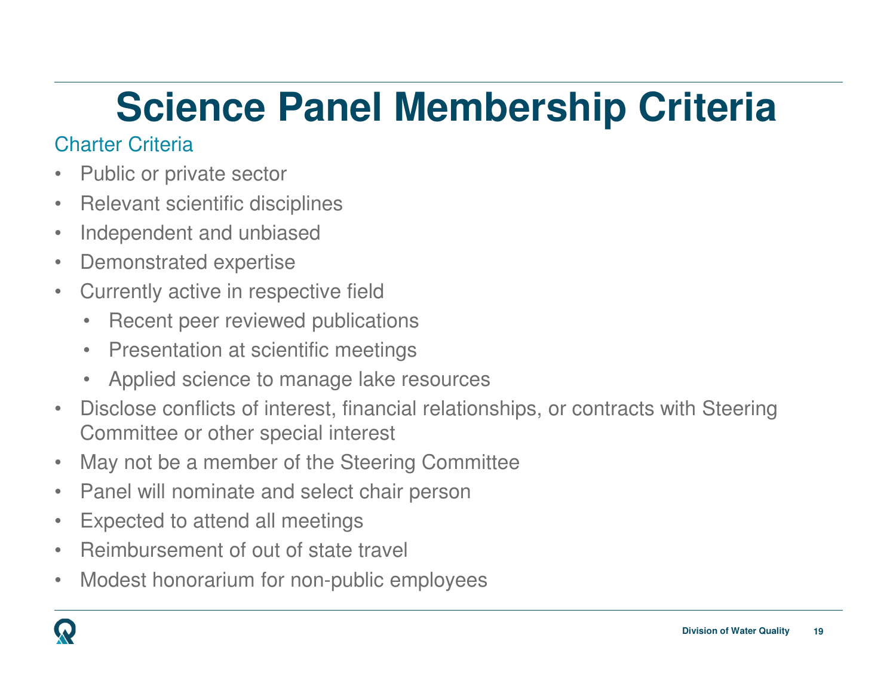# Science Panel Membership Criteria

## Charter Criteria

- Public or private sector
- Relevant scientific disciplines
- Independent and unbiased
- Demonstrated expertise
- Currently active in respective field
  - Recent peer reviewed publications
  - Presentation at scientific meetings
  - Applied science to manage lake resources
- Disclose conflicts of interest, financial relationships, or contracts with Steering Committee or other special interest
- May not be a member of the Steering Committee
- Panel will nominate and select chair person
- Expected to attend all meetings
- Reimbursement of out of state travel
- Modest honorarium for non-public employees